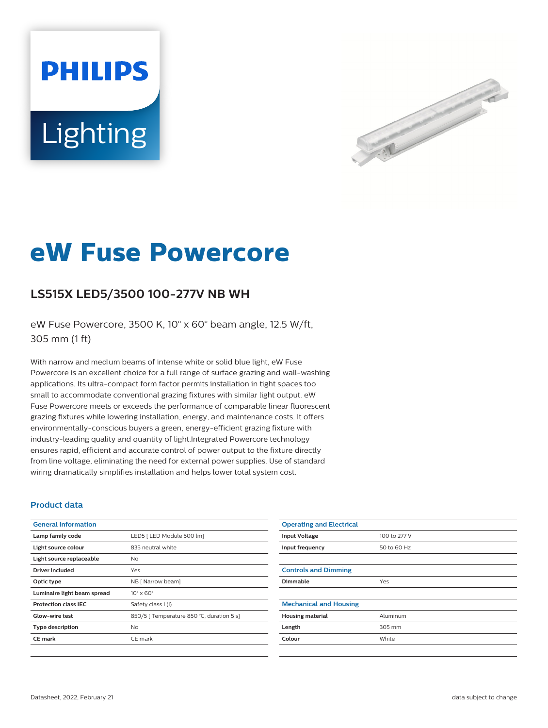PHILIPS

Lighting

# eW Fuse Powercore

## LS515X LED5/3500 100-277V NB WH

eW Fuse Powercore, 3500 K, 10° x 60° beam angle, 12.5 W/ft, 305 mm (1 ft)

With narrow and medium beams of intense white or solid blue light, eW Fuse Powercore is an excellent choice for a full range of surface grazing and wall-washing applications. Its ultra-compact form factor permits installation in tight spaces too small to accommodate conventional grazing fixtures with similar light output. eW Fuse Powercore meets or exceeds the performance of comparable linear fluorescent grazing fixtures while lowering installation, energy, and maintenance costs. It offers environmentally-conscious buyers a green, energy-efficient grazing fixture with industry-leading quality and quantity of light.Integrated Powercore technology ensures rapid, efficient and accurate control of power output to the fixture directly from line voltage, eliminating the need for external power supplies. Use of standard wiring dramatically simplifies installation and helps lower total system cost.

### Product data

| General Information | |
|---|---|
| Lamp family code | LED5 [ LED Module 500 lm] |
| Light source colour | 835 neutral white |
| Light source replaceable | No |
| Driver included | Yes |
| Optic type | NB [ Narrow beam] |
| Luminaire light beam spread | 10° x 60° |
| Protection class IEC | Safety class I (I) |
| Glow-wire test | 850/5 [ Temperature 850 °C, duration 5 s] |
| Type description | No |
| CE mark | CE mark |

| Operating and Electrical | |
|---|---|
| Input Voltage | 100 to 277 V |
| Input frequency | 50 to 60 Hz |

| Controls and Dimming | |
|---|---|
| Dimmable | Yes |

| Mechanical and Housing | |
|---|---|
| Housing material | Aluminum |
| Length | 305 mm |
| Colour | White |

Datasheet, 2022, February 21

data subject to change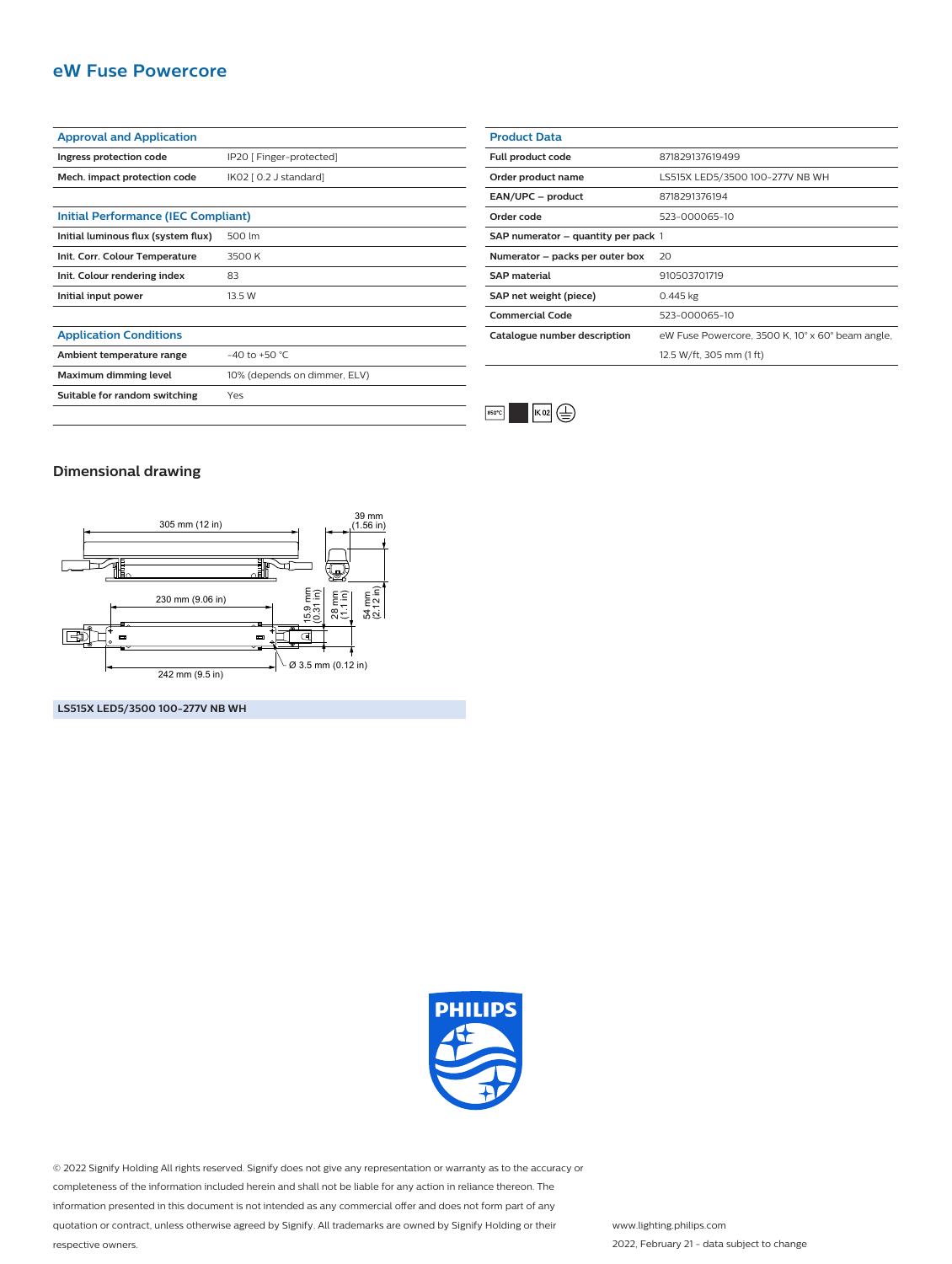## eW Fuse Powercore

| Approval and Application | |
|---|---|
| Ingress protection code | IP20 [ Finger-protected] |
| Mech. impact protection code | IK02 [ 0.2 J standard] |

| Initial Performance (IEC Compliant) | |
|---|---|
| Initial luminous flux (system flux) | 500 lm |
| Init. Corr. Colour Temperature | 3500 K |
| Init. Colour rendering index | 83 |
| Initial input power | 13.5 W |

| Application Conditions | |
|---|---|
| Ambient temperature range | -40 to +50 °C |
| Maximum dimming level | 10% (depends on dimmer, ELV) |
| Suitable for random switching | Yes |

| Product Data | |
|---|---|
| Full product code | 871829137619499 |
| Order product name | LS515X LED5/3500 100-277V NB WH |
| EAN/UPC – product | 8718291376194 |
| Order code | 523-000065-10 |
| SAP numerator – quantity per pack | 1 |
| Numerator – packs per outer box | 20 |
| SAP material | 910503701719 |
| SAP net weight (piece) | 0.445 kg |
| Commercial Code | 523-000065-10 |
| Catalogue number description | eW Fuse Powercore, 3500 K, 10° x 60° beam angle, 12.5 W/ft, 305 mm (1 ft) |

850°C IK 02

## Dimensional drawing

305 mm (12 in)
39 mm (1.56 in)
230 mm (9.06 in)
15.9 mm (0.31 in)
28 mm (1.1 in)
54 mm (2.12 in)
Ø 3.5 mm (0.12 in)
242 mm (9.5 in)

**LS515X LED5/3500 100-277V NB WH**

© 2022 Signify Holding All rights reserved. Signify does not give any representation or warranty as to the accuracy or completeness of the information included herein and shall not be liable for any action in reliance thereon. The information presented in this document is not intended as any commercial offer and does not form part of any quotation or contract, unless otherwise agreed by Signify. All trademarks are owned by Signify Holding or their respective owners.

www.lighting.philips.com
2022, February 21 - data subject to change